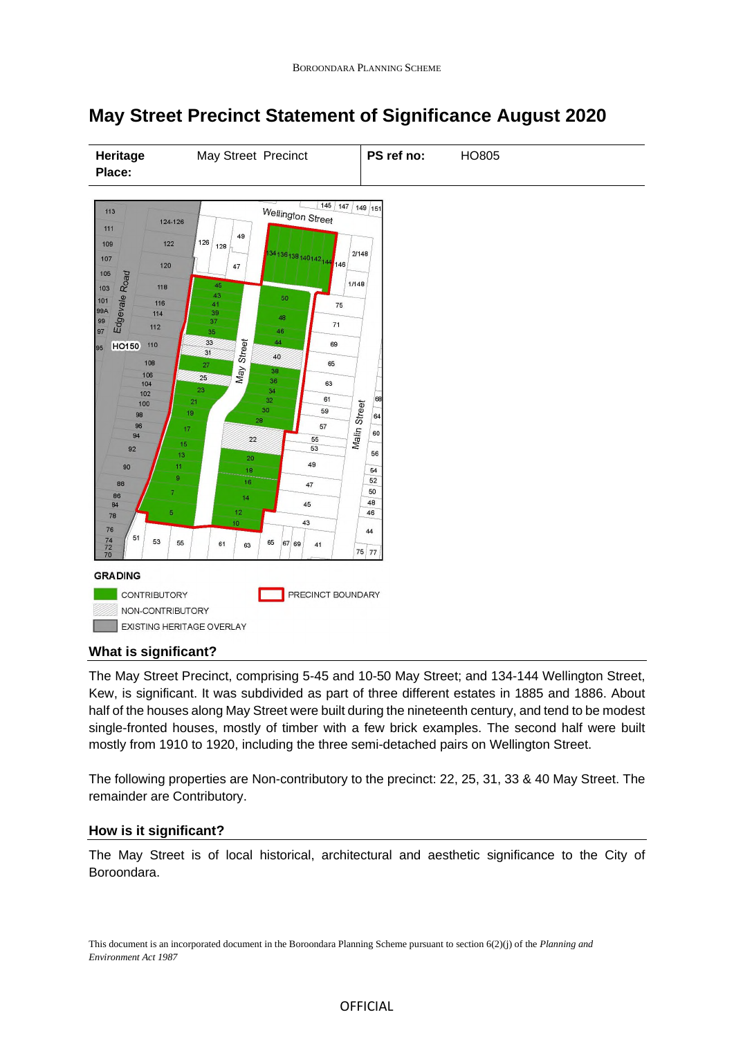# May Street Precinct Statement of Significance August 2020

| Heritage Place: | May Street Precinct | PS ref no: | HO805 |
|---|---|---|---|

GRADING

- CONTRIBUTORY
- NON-CONTRIBUTORY
- EXISTING HERITAGE OVERLAY
- PRECINCT BOUNDARY

## What is significant?

The May Street Precinct, comprising 5-45 and 10-50 May Street; and 134-144 Wellington Street, Kew, is significant. It was subdivided as part of three different estates in 1885 and 1886. About half of the houses along May Street were built during the nineteenth century, and tend to be modest single-fronted houses, mostly of timber with a few brick examples. The second half were built mostly from 1910 to 1920, including the three semi-detached pairs on Wellington Street.

The following properties are Non-contributory to the precinct: 22, 25, 31, 33 & 40 May Street. The remainder are Contributory.

## How is it significant?

The May Street is of local historical, architectural and aesthetic significance to the City of Boroondara.

This document is an incorporated document in the Boroondara Planning Scheme pursuant to section 6(2)(j) of the *Planning and Environment Act 1987*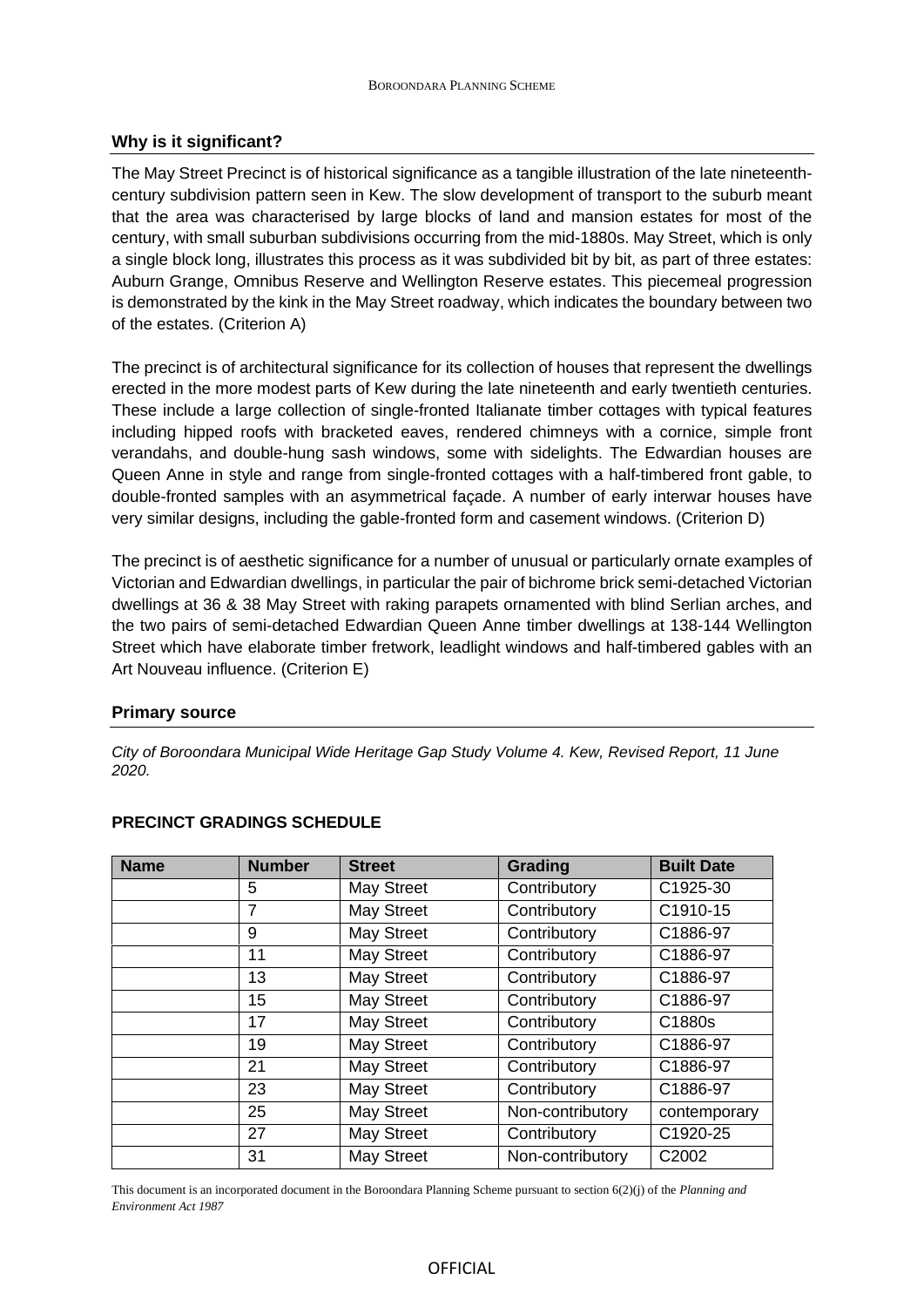## Why is it significant?

The May Street Precinct is of historical significance as a tangible illustration of the late nineteenth-century subdivision pattern seen in Kew. The slow development of transport to the suburb meant that the area was characterised by large blocks of land and mansion estates for most of the century, with small suburban subdivisions occurring from the mid-1880s. May Street, which is only a single block long, illustrates this process as it was subdivided bit by bit, as part of three estates: Auburn Grange, Omnibus Reserve and Wellington Reserve estates. This piecemeal progression is demonstrated by the kink in the May Street roadway, which indicates the boundary between two of the estates. (Criterion A)

The precinct is of architectural significance for its collection of houses that represent the dwellings erected in the more modest parts of Kew during the late nineteenth and early twentieth centuries. These include a large collection of single-fronted Italianate timber cottages with typical features including hipped roofs with bracketed eaves, rendered chimneys with a cornice, simple front verandahs, and double-hung sash windows, some with sidelights. The Edwardian houses are Queen Anne in style and range from single-fronted cottages with a half-timbered front gable, to double-fronted samples with an asymmetrical façade. A number of early interwar houses have very similar designs, including the gable-fronted form and casement windows. (Criterion D)

The precinct is of aesthetic significance for a number of unusual or particularly ornate examples of Victorian and Edwardian dwellings, in particular the pair of bichrome brick semi-detached Victorian dwellings at 36 & 38 May Street with raking parapets ornamented with blind Serlian arches, and the two pairs of semi-detached Edwardian Queen Anne timber dwellings at 138-144 Wellington Street which have elaborate timber fretwork, leadlight windows and half-timbered gables with an Art Nouveau influence. (Criterion E)

## Primary source

*City of Boroondara Municipal Wide Heritage Gap Study Volume 4. Kew, Revised Report, 11 June 2020.*

## PRECINCT GRADINGS SCHEDULE

| Name | Number | Street | Grading | Built Date |
|---|---|---|---|---|
| | 5 | May Street | Contributory | C1925-30 |
| | 7 | May Street | Contributory | C1910-15 |
| | 9 | May Street | Contributory | C1886-97 |
| | 11 | May Street | Contributory | C1886-97 |
| | 13 | May Street | Contributory | C1886-97 |
| | 15 | May Street | Contributory | C1886-97 |
| | 17 | May Street | Contributory | C1880s |
| | 19 | May Street | Contributory | C1886-97 |
| | 21 | May Street | Contributory | C1886-97 |
| | 23 | May Street | Contributory | C1886-97 |
| | 25 | May Street | Non-contributory | contemporary |
| | 27 | May Street | Contributory | C1920-25 |
| | 31 | May Street | Non-contributory | C2002 |

This document is an incorporated document in the Boroondara Planning Scheme pursuant to section 6(2)(j) of the *Planning and Environment Act 1987*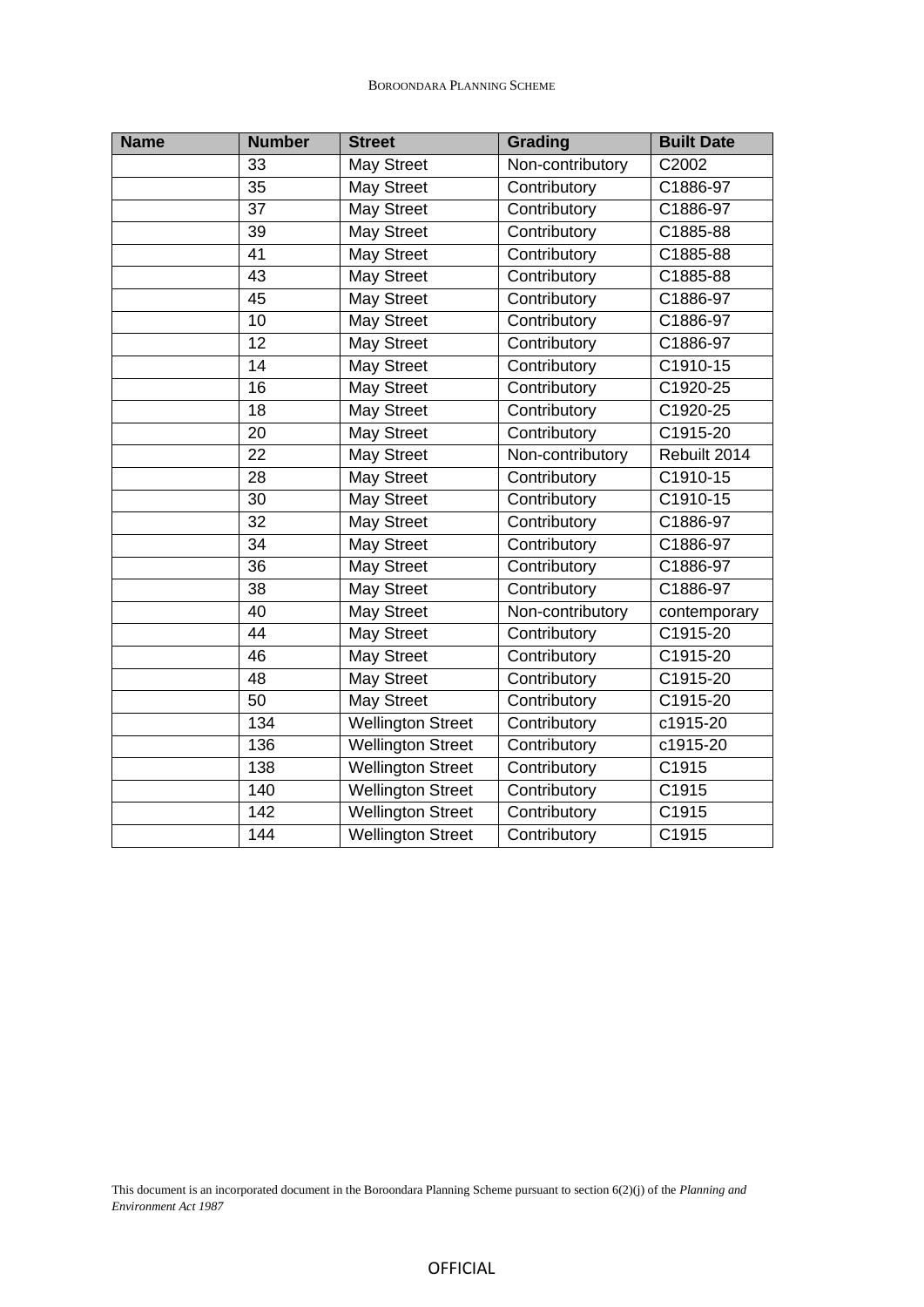| Name | Number | Street | Grading | Built Date |
|---|---|---|---|---|
| | 33 | May Street | Non-contributory | C2002 |
| | 35 | May Street | Contributory | C1886-97 |
| | 37 | May Street | Contributory | C1886-97 |
| | 39 | May Street | Contributory | C1885-88 |
| | 41 | May Street | Contributory | C1885-88 |
| | 43 | May Street | Contributory | C1885-88 |
| | 45 | May Street | Contributory | C1886-97 |
| | 10 | May Street | Contributory | C1886-97 |
| | 12 | May Street | Contributory | C1886-97 |
| | 14 | May Street | Contributory | C1910-15 |
| | 16 | May Street | Contributory | C1920-25 |
| | 18 | May Street | Contributory | C1920-25 |
| | 20 | May Street | Contributory | C1915-20 |
| | 22 | May Street | Non-contributory | Rebuilt 2014 |
| | 28 | May Street | Contributory | C1910-15 |
| | 30 | May Street | Contributory | C1910-15 |
| | 32 | May Street | Contributory | C1886-97 |
| | 34 | May Street | Contributory | C1886-97 |
| | 36 | May Street | Contributory | C1886-97 |
| | 38 | May Street | Contributory | C1886-97 |
| | 40 | May Street | Non-contributory | contemporary |
| | 44 | May Street | Contributory | C1915-20 |
| | 46 | May Street | Contributory | C1915-20 |
| | 48 | May Street | Contributory | C1915-20 |
| | 50 | May Street | Contributory | C1915-20 |
| | 134 | Wellington Street | Contributory | c1915-20 |
| | 136 | Wellington Street | Contributory | c1915-20 |
| | 138 | Wellington Street | Contributory | C1915 |
| | 140 | Wellington Street | Contributory | C1915 |
| | 142 | Wellington Street | Contributory | C1915 |
| | 144 | Wellington Street | Contributory | C1915 |